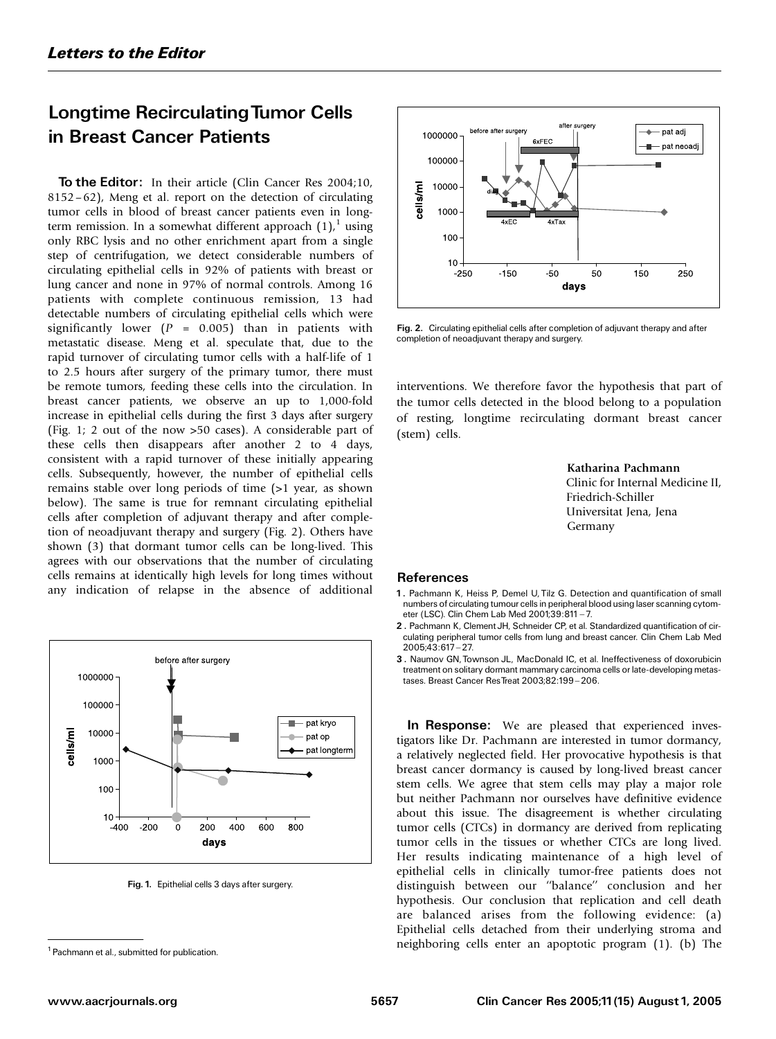*Letters to the Editor*

## Longtime Recirculating Tumor Cells in Breast Cancer Patients

**To the Editor:** In their article (Clin Cancer Res 2004;10, 8152–62), Meng et al. report on the detection of circulating tumor cells in blood of breast cancer patients even in longterm remission. In a somewhat different approach (1),[1] using only RBC lysis and no other enrichment apart from a single step of centrifugation, we detect considerable numbers of circulating epithelial cells in 92% of patients with breast or lung cancer and none in 97% of normal controls. Among 16 patients with complete continuous remission, 13 had detectable numbers of circulating epithelial cells which were significantly lower ($P = 0.005$) than in patients with metastatic disease. Meng et al. speculate that, due to the rapid turnover of circulating tumor cells with a half-life of 1 to 2.5 hours after surgery of the primary tumor, there must be remote tumors, feeding these cells into the circulation. In breast cancer patients, we observe an up to 1,000-fold increase in epithelial cells during the first 3 days after surgery (Fig. 1; 2 out of the now >50 cases). A considerable part of these cells then disappears after another 2 to 4 days, consistent with a rapid turnover of these initially appearing cells. Subsequently, however, the number of epithelial cells remains stable over long periods of time (>1 year, as shown below). The same is true for remnant circulating epithelial cells after completion of adjuvant therapy and after completion of neoadjuvant therapy and surgery (Fig. 2). Others have shown (3) that dormant tumor cells can be long-lived. This agrees with our observations that the number of circulating cells remains at identically high levels for long times without any indication of relapse in the absence of additional interventions. We therefore favor the hypothesis that part of the tumor cells detected in the blood belong to a population of resting, longtime recirculating dormant breast cancer (stem) cells.

Fig. 1. Epithelial cells 3 days after surgery.

Fig. 2. Circulating epithelial cells after completion of adjuvant therapy and after completion of neoadjuvant therapy and surgery.

**Katharina Pachmann**
Clinic for Internal Medicine II,
Friedrich-Schiller
Universitat Jena, Jena
Germany

[1] Pachmann et al., submitted for publication.

### References

1. Pachmann K, Heiss P, Demel U, Tilz G. Detection and quantification of small numbers of circulating tumour cells in peripheral blood using laser scanning cytometer (LSC). Clin Chem Lab Med 2001;39:811–7.
2. Pachmann K, Clement JH, Schneider CP, et al. Standardized quantification of circulating peripheral tumor cells from lung and breast cancer. Clin Chem Lab Med 2005;43:617–27.
3. Naumov GN, Townson JL, MacDonald IC, et al. Ineffectiveness of doxorubicin treatment on solitary dormant mammary carcinoma cells or late-developing metastases. Breast Cancer Res Treat 2003;82:199–206.

**In Response:** We are pleased that experienced investigators like Dr. Pachmann are interested in tumor dormancy, a relatively neglected field. Her provocative hypothesis is that breast cancer dormancy is caused by long-lived breast cancer stem cells. We agree that stem cells may play a major role but neither Pachmann nor ourselves have definitive evidence about this issue. The disagreement is whether circulating tumor cells (CTCs) in dormancy are derived from replicating tumor cells in the tissues or whether CTCs are long lived. Her results indicating maintenance of a high level of epithelial cells in clinically tumor-free patients does not distinguish between our "balance" conclusion and her hypothesis. Our conclusion that replication and cell death are balanced arises from the following evidence: (a) Epithelial cells detached from their underlying stroma and neighboring cells enter an apoptotic program (1). (b) The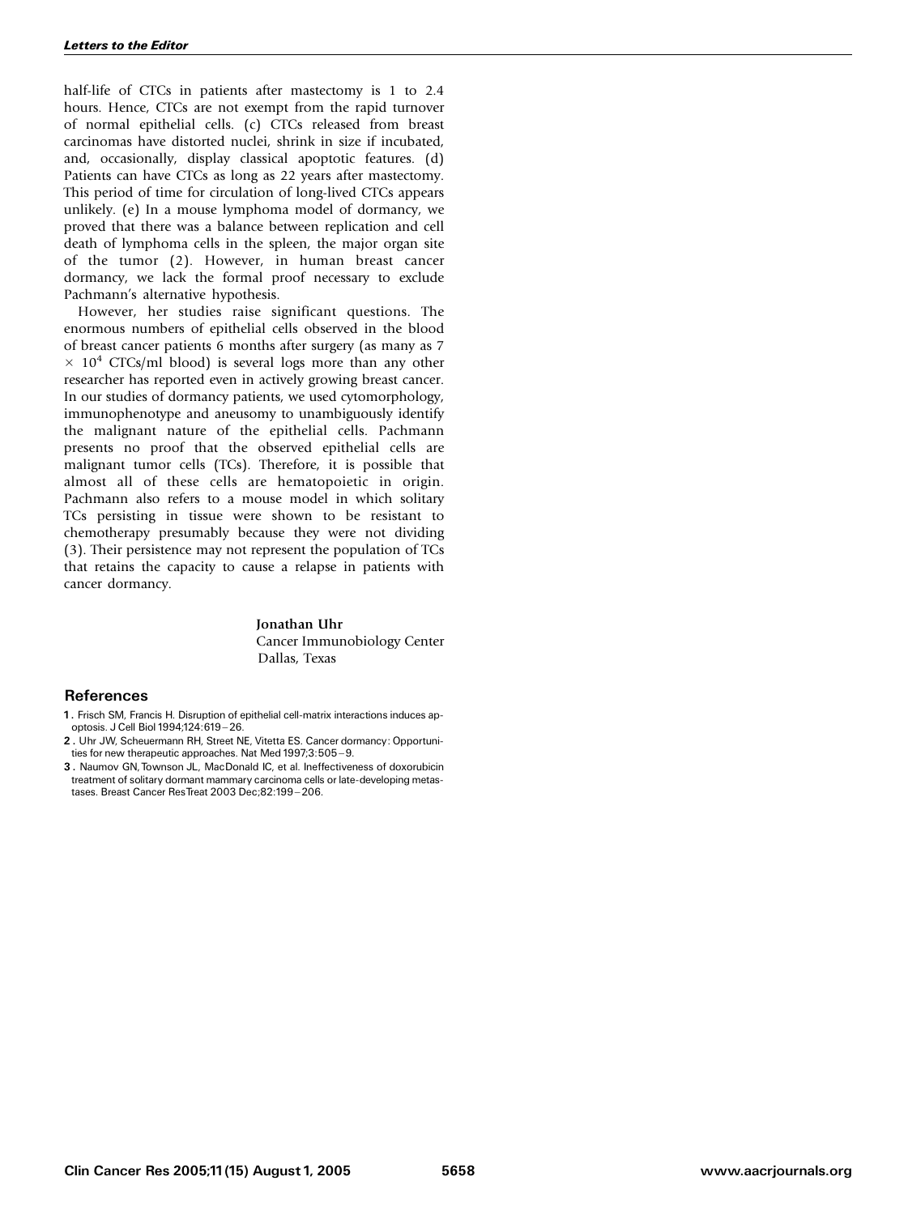half-life of CTCs in patients after mastectomy is 1 to 2.4 hours. Hence, CTCs are not exempt from the rapid turnover of normal epithelial cells. (c) CTCs released from breast carcinomas have distorted nuclei, shrink in size if incubated, and, occasionally, display classical apoptotic features. (d) Patients can have CTCs as long as 22 years after mastectomy. This period of time for circulation of long-lived CTCs appears unlikely. (e) In a mouse lymphoma model of dormancy, we proved that there was a balance between replication and cell death of lymphoma cells in the spleen, the major organ site of the tumor (2). However, in human breast cancer dormancy, we lack the formal proof necessary to exclude Pachmann's alternative hypothesis.

However, her studies raise significant questions. The enormous numbers of epithelial cells observed in the blood of breast cancer patients 6 months after surgery (as many as $7 \times 10^4$ CTCs/ml blood) is several logs more than any other researcher has reported even in actively growing breast cancer. In our studies of dormancy patients, we used cytomorphology, immunophenotype and aneusomy to unambiguously identify the malignant nature of the epithelial cells. Pachmann presents no proof that the observed epithelial cells are malignant tumor cells (TCs). Therefore, it is possible that almost all of these cells are hematopoietic in origin. Pachmann also refers to a mouse model in which solitary TCs persisting in tissue were shown to be resistant to chemotherapy presumably because they were not dividing (3). Their persistence may not represent the population of TCs that retains the capacity to cause a relapse in patients with cancer dormancy.

**Jonathan Uhr**
Cancer Immunobiology Center
Dallas, Texas

## References

1. Frisch SM, Francis H. Disruption of epithelial cell-matrix interactions induces apoptosis. J Cell Biol 1994;124:619–26.
2. Uhr JW, Scheuermann RH, Street NE, Vitetta ES. Cancer dormancy: Opportunities for new therapeutic approaches. Nat Med 1997;3:505–9.
3. Naumov GN, Townson JL, MacDonald IC, et al. Ineffectiveness of doxorubicin treatment of solitary dormant mammary carcinoma cells or late-developing metastases. Breast Cancer Res Treat 2003 Dec;82:199–206.